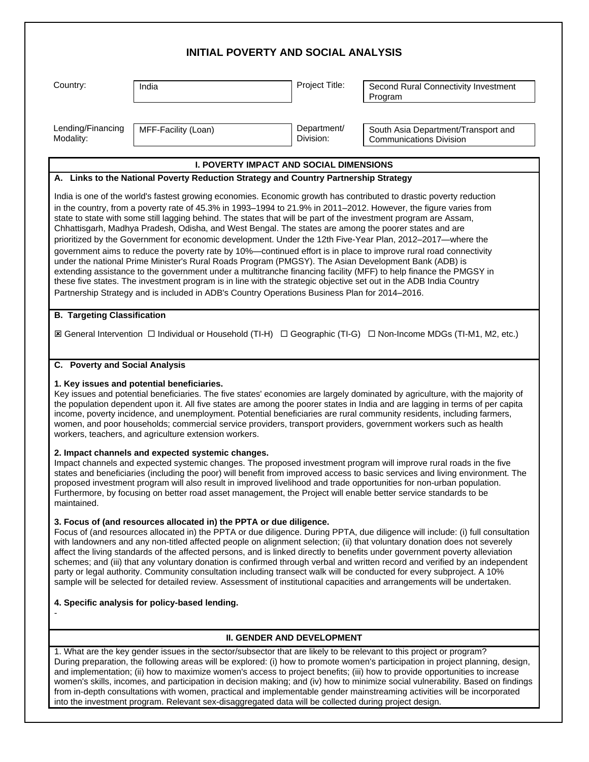# INITIAL POVERTY AND SOCIAL ANALYSIS

| Country: | India | Project Title: | Second Rural Connectivity Investment Program |
|---|---|---|---|
| Lending/Financing Modality: | MFF-Facility (Loan) | Department/ Division: | South Asia Department/Transport and Communications Division |

## I. POVERTY IMPACT AND SOCIAL DIMENSIONS

### A. Links to the National Poverty Reduction Strategy and Country Partnership Strategy

India is one of the world's fastest growing economies. Economic growth has contributed to drastic poverty reduction in the country, from a poverty rate of 45.3% in 1993–1994 to 21.9% in 2011–2012. However, the figure varies from state to state with some still lagging behind. The states that will be part of the investment program are Assam, Chhattisgarh, Madhya Pradesh, Odisha, and West Bengal. The states are among the poorer states and are prioritized by the Government for economic development. Under the 12th Five-Year Plan, 2012–2017—where the government aims to reduce the poverty rate by 10%—continued effort is in place to improve rural road connectivity under the national Prime Minister's Rural Roads Program (PMGSY). The Asian Development Bank (ADB) is extending assistance to the government under a multitranche financing facility (MFF) to help finance the PMGSY in these five states. The investment program is in line with the strategic objective set out in the ADB India Country Partnership Strategy and is included in ADB's Country Operations Business Plan for 2014–2016.

### B. Targeting Classification

☒ General Intervention ☐ Individual or Household (TI-H) ☐ Geographic (TI-G) ☐ Non-Income MDGs (TI-M1, M2, etc.)

### C. Poverty and Social Analysis

**1. Key issues and potential beneficiaries.**
Key issues and potential beneficiaries. The five states' economies are largely dominated by agriculture, with the majority of the population dependent upon it. All five states are among the poorer states in India and are lagging in terms of per capita income, poverty incidence, and unemployment. Potential beneficiaries are rural community residents, including farmers, women, and poor households; commercial service providers, transport providers, government workers such as health workers, teachers, and agriculture extension workers.

**2. Impact channels and expected systemic changes.**
Impact channels and expected systemic changes. The proposed investment program will improve rural roads in the five states and beneficiaries (including the poor) will benefit from improved access to basic services and living environment. The proposed investment program will also result in improved livelihood and trade opportunities for non-urban population. Furthermore, by focusing on better road asset management, the Project will enable better service standards to be maintained.

**3. Focus of (and resources allocated in) the PPTA or due diligence.**
Focus of (and resources allocated in) the PPTA or due diligence. During PPTA, due diligence will include: (i) full consultation with landowners and any non-titled affected people on alignment selection; (ii) that voluntary donation does not severely affect the living standards of the affected persons, and is linked directly to benefits under government poverty alleviation schemes; and (iii) that any voluntary donation is confirmed through verbal and written record and verified by an independent party or legal authority. Community consultation including transect walk will be conducted for every subproject. A 10% sample will be selected for detailed review. Assessment of institutional capacities and arrangements will be undertaken.

**4. Specific analysis for policy-based lending.**
-

## II. GENDER AND DEVELOPMENT

1. What are the key gender issues in the sector/subsector that are likely to be relevant to this project or program?
During preparation, the following areas will be explored: (i) how to promote women's participation in project planning, design, and implementation; (ii) how to maximize women's access to project benefits; (iii) how to provide opportunities to increase women's skills, incomes, and participation in decision making; and (iv) how to minimize social vulnerability. Based on findings from in-depth consultations with women, practical and implementable gender mainstreaming activities will be incorporated into the investment program. Relevant sex-disaggregated data will be collected during project design.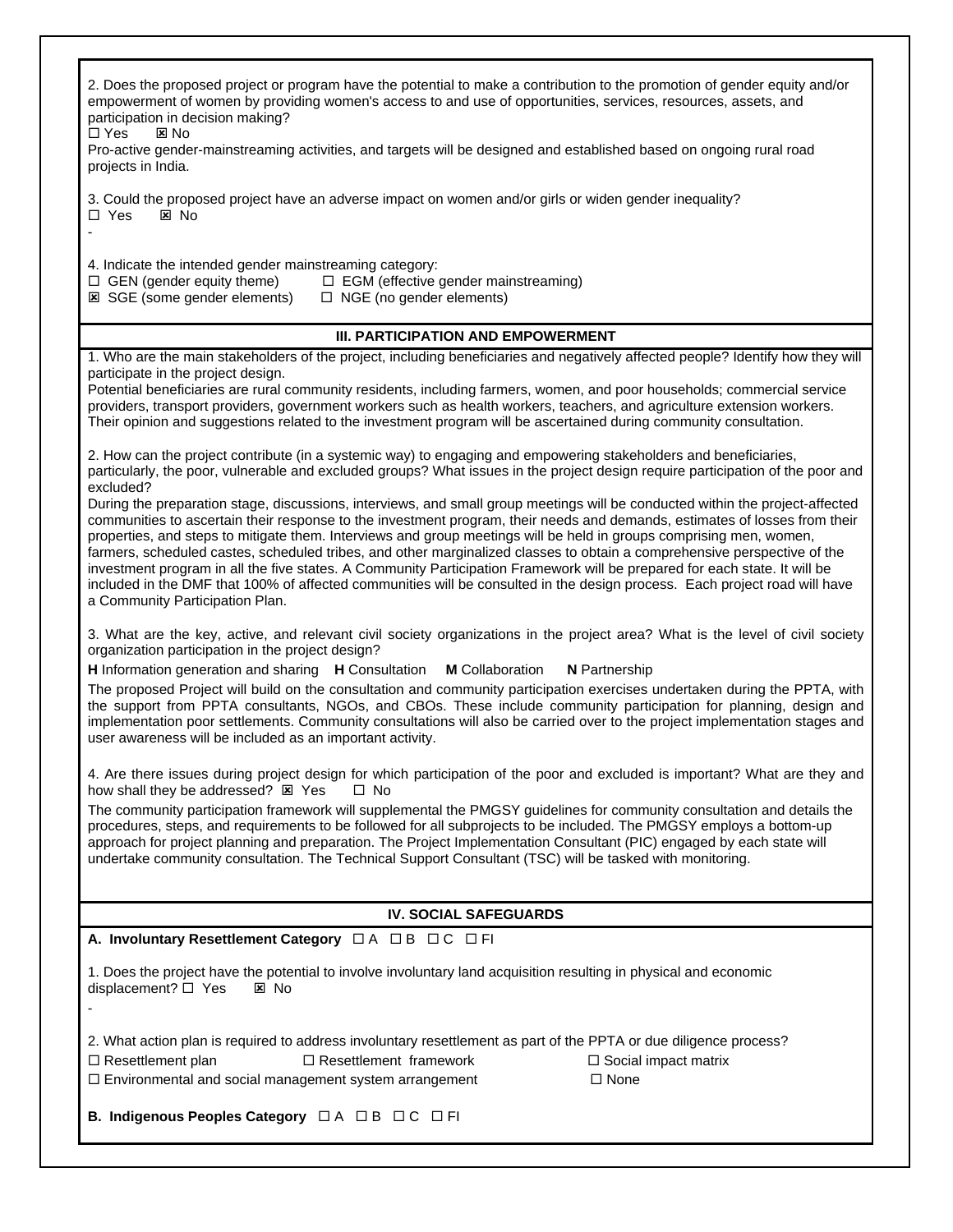2. Does the proposed project or program have the potential to make a contribution to the promotion of gender equity and/or empowerment of women by providing women's access to and use of opportunities, services, resources, assets, and participation in decision making?

☐ Yes ☒ No

Pro-active gender-mainstreaming activities, and targets will be designed and established based on ongoing rural road projects in India.

3. Could the proposed project have an adverse impact on women and/or girls or widen gender inequality?

☐ Yes ☒ No

-

4. Indicate the intended gender mainstreaming category:

☐ GEN (gender equity theme) ☐ EGM (effective gender mainstreaming)
☒ SGE (some gender elements) ☐ NGE (no gender elements)

## III. PARTICIPATION AND EMPOWERMENT

1. Who are the main stakeholders of the project, including beneficiaries and negatively affected people? Identify how they will participate in the project design.

Potential beneficiaries are rural community residents, including farmers, women, and poor households; commercial service providers, transport providers, government workers such as health workers, teachers, and agriculture extension workers. Their opinion and suggestions related to the investment program will be ascertained during community consultation.

2. How can the project contribute (in a systemic way) to engaging and empowering stakeholders and beneficiaries, particularly, the poor, vulnerable and excluded groups? What issues in the project design require participation of the poor and excluded?

During the preparation stage, discussions, interviews, and small group meetings will be conducted within the project-affected communities to ascertain their response to the investment program, their needs and demands, estimates of losses from their properties, and steps to mitigate them. Interviews and group meetings will be held in groups comprising men, women, farmers, scheduled castes, scheduled tribes, and other marginalized classes to obtain a comprehensive perspective of the investment program in all the five states. A Community Participation Framework will be prepared for each state. It will be included in the DMF that 100% of affected communities will be consulted in the design process. Each project road will have a Community Participation Plan.

3. What are the key, active, and relevant civil society organizations in the project area? What is the level of civil society organization participation in the project design?

**H** Information generation and sharing **H** Consultation **M** Collaboration **N** Partnership

The proposed Project will build on the consultation and community participation exercises undertaken during the PPTA, with the support from PPTA consultants, NGOs, and CBOs. These include community participation for planning, design and implementation poor settlements. Community consultations will also be carried over to the project implementation stages and user awareness will be included as an important activity.

4. Are there issues during project design for which participation of the poor and excluded is important? What are they and how shall they be addressed? ☒ Yes ☐ No

The community participation framework will supplemental the PMGSY guidelines for community consultation and details the procedures, steps, and requirements to be followed for all subprojects to be included. The PMGSY employs a bottom-up approach for project planning and preparation. The Project Implementation Consultant (PIC) engaged by each state will undertake community consultation. The Technical Support Consultant (TSC) will be tasked with monitoring.

## IV. SOCIAL SAFEGUARDS

**A. Involuntary Resettlement Category** ☐ A ☐ B ☐ C ☐ FI

1. Does the project have the potential to involve involuntary land acquisition resulting in physical and economic displacement? ☐ Yes ☒ No

-

2. What action plan is required to address involuntary resettlement as part of the PPTA or due diligence process?

☐ Resettlement plan ☐ Resettlement framework ☐ Social impact matrix
☐ Environmental and social management system arrangement ☐ None

**B. Indigenous Peoples Category** ☐ A ☐ B ☐ C ☐ FI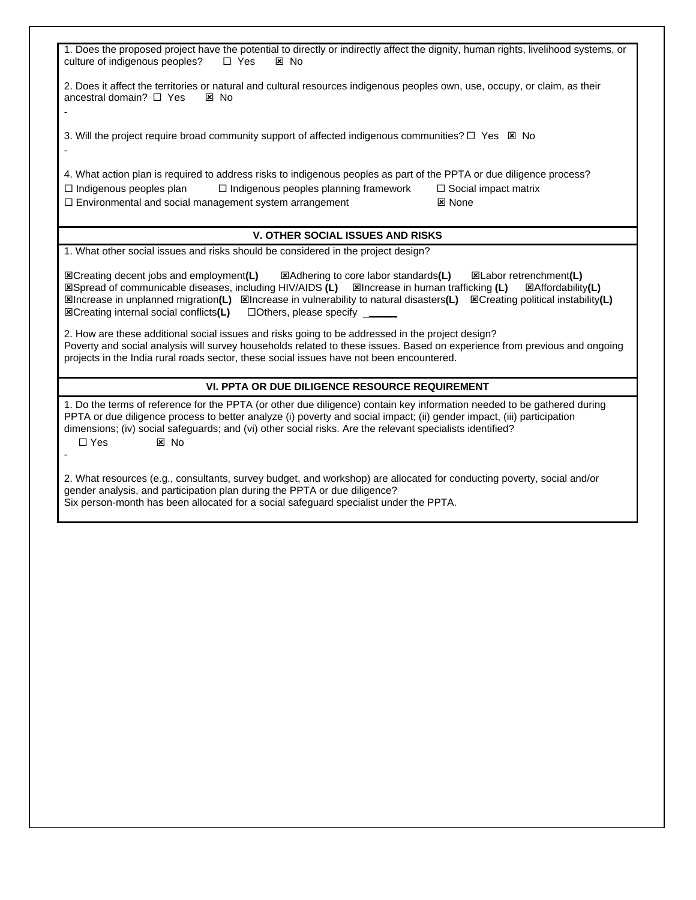1. Does the proposed project have the potential to directly or indirectly affect the dignity, human rights, livelihood systems, or culture of indigenous peoples? ☐ Yes ☒ No

2. Does it affect the territories or natural and cultural resources indigenous peoples own, use, occupy, or claim, as their ancestral domain? ☐ Yes ☒ No

-

3. Will the project require broad community support of affected indigenous communities? ☐ Yes ☒ No

-

4. What action plan is required to address risks to indigenous peoples as part of the PPTA or due diligence process?

☐ Indigenous peoples plan ☐ Indigenous peoples planning framework ☐ Social impact matrix

☐ Environmental and social management system arrangement ☒ None

## V. OTHER SOCIAL ISSUES AND RISKS

1. What other social issues and risks should be considered in the project design?

☒Creating decent jobs and employment**(L)** ☒Adhering to core labor standards**(L)** ☒Labor retrenchment**(L)**
☒Spread of communicable diseases, including HIV/AIDS **(L)** ☒Increase in human trafficking **(L)** ☒Affordability**(L)**
☒Increase in unplanned migration**(L)** ☒Increase in vulnerability to natural disasters**(L)** ☒Creating political instability**(L)**
☒Creating internal social conflicts**(L)** ☐Others, please specify _____

2. How are these additional social issues and risks going to be addressed in the project design?
Poverty and social analysis will survey households related to these issues. Based on experience from previous and ongoing projects in the India rural roads sector, these social issues have not been encountered.

## VI. PPTA OR DUE DILIGENCE RESOURCE REQUIREMENT

1. Do the terms of reference for the PPTA (or other due diligence) contain key information needed to be gathered during PPTA or due diligence process to better analyze (i) poverty and social impact; (ii) gender impact, (iii) participation dimensions; (iv) social safeguards; and (vi) other social risks. Are the relevant specialists identified?

☐ Yes ☒ No

-

2. What resources (e.g., consultants, survey budget, and workshop) are allocated for conducting poverty, social and/or gender analysis, and participation plan during the PPTA or due diligence?
Six person-month has been allocated for a social safeguard specialist under the PPTA.